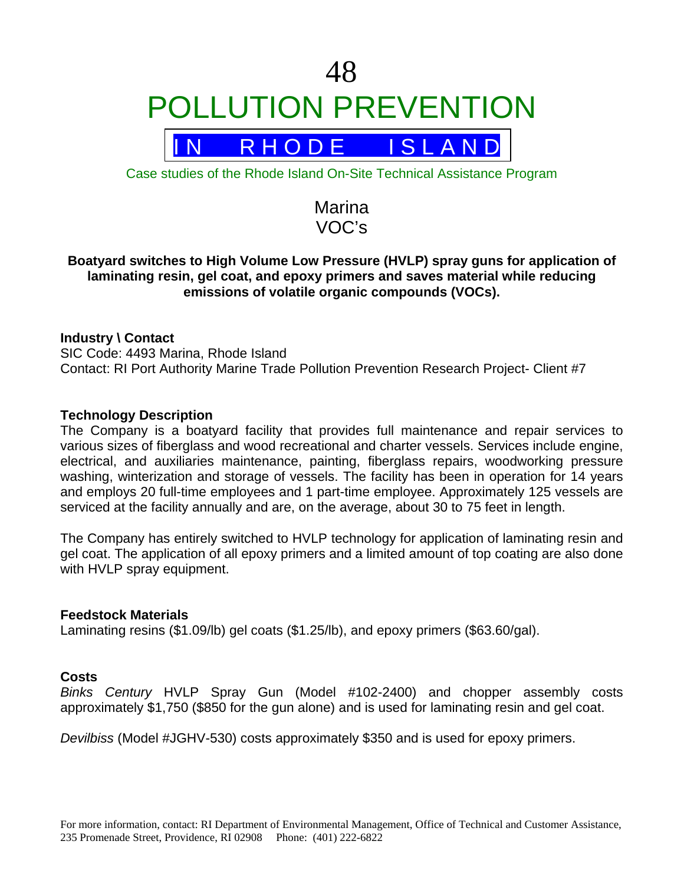# 48

# POLLUTION PREVENTION

## IN RHODE ISLAND

Case studies of the Rhode Island On-Site Technical Assistance Program

Marina
VOC's

**Boatyard switches to High Volume Low Pressure (HVLP) spray guns for application of laminating resin, gel coat, and epoxy primers and saves material while reducing emissions of volatile organic compounds (VOCs).**

**Industry \ Contact**
SIC Code: 4493 Marina, Rhode Island
Contact: RI Port Authority Marine Trade Pollution Prevention Research Project- Client #7

**Technology Description**
The Company is a boatyard facility that provides full maintenance and repair services to various sizes of fiberglass and wood recreational and charter vessels. Services include engine, electrical, and auxiliaries maintenance, painting, fiberglass repairs, woodworking pressure washing, winterization and storage of vessels. The facility has been in operation for 14 years and employs 20 full-time employees and 1 part-time employee. Approximately 125 vessels are serviced at the facility annually and are, on the average, about 30 to 75 feet in length.

The Company has entirely switched to HVLP technology for application of laminating resin and gel coat. The application of all epoxy primers and a limited amount of top coating are also done with HVLP spray equipment.

**Feedstock Materials**
Laminating resins ($1.09/lb) gel coats ($1.25/lb), and epoxy primers ($63.60/gal).

**Costs**
*Binks Century* HVLP Spray Gun (Model #102-2400) and chopper assembly costs approximately $1,750 ($850 for the gun alone) and is used for laminating resin and gel coat.

*Devilbiss* (Model #JGHV-530) costs approximately $350 and is used for epoxy primers.

For more information, contact: RI Department of Environmental Management, Office of Technical and Customer Assistance, 235 Promenade Street, Providence, RI 02908 Phone: (401) 222-6822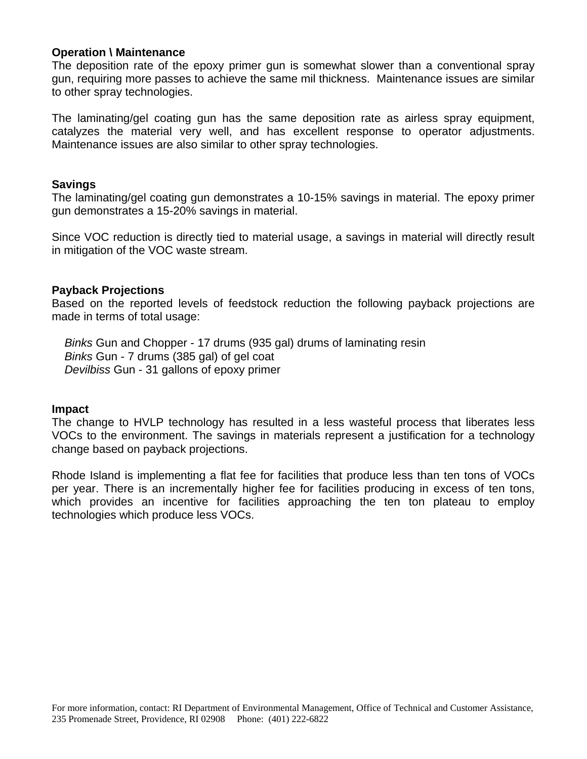**Operation \ Maintenance**

The deposition rate of the epoxy primer gun is somewhat slower than a conventional spray gun, requiring more passes to achieve the same mil thickness. Maintenance issues are similar to other spray technologies.

The laminating/gel coating gun has the same deposition rate as airless spray equipment, catalyzes the material very well, and has excellent response to operator adjustments. Maintenance issues are also similar to other spray technologies.

**Savings**

The laminating/gel coating gun demonstrates a 10-15% savings in material. The epoxy primer gun demonstrates a 15-20% savings in material.

Since VOC reduction is directly tied to material usage, a savings in material will directly result in mitigation of the VOC waste stream.

**Payback Projections**

Based on the reported levels of feedstock reduction the following payback projections are made in terms of total usage:

*Binks* Gun and Chopper - 17 drums (935 gal) drums of laminating resin
*Binks* Gun - 7 drums (385 gal) of gel coat
*Devilbiss* Gun - 31 gallons of epoxy primer

**Impact**

The change to HVLP technology has resulted in a less wasteful process that liberates less VOCs to the environment. The savings in materials represent a justification for a technology change based on payback projections.

Rhode Island is implementing a flat fee for facilities that produce less than ten tons of VOCs per year. There is an incrementally higher fee for facilities producing in excess of ten tons, which provides an incentive for facilities approaching the ten ton plateau to employ technologies which produce less VOCs.

For more information, contact: RI Department of Environmental Management, Office of Technical and Customer Assistance, 235 Promenade Street, Providence, RI 02908 Phone: (401) 222-6822